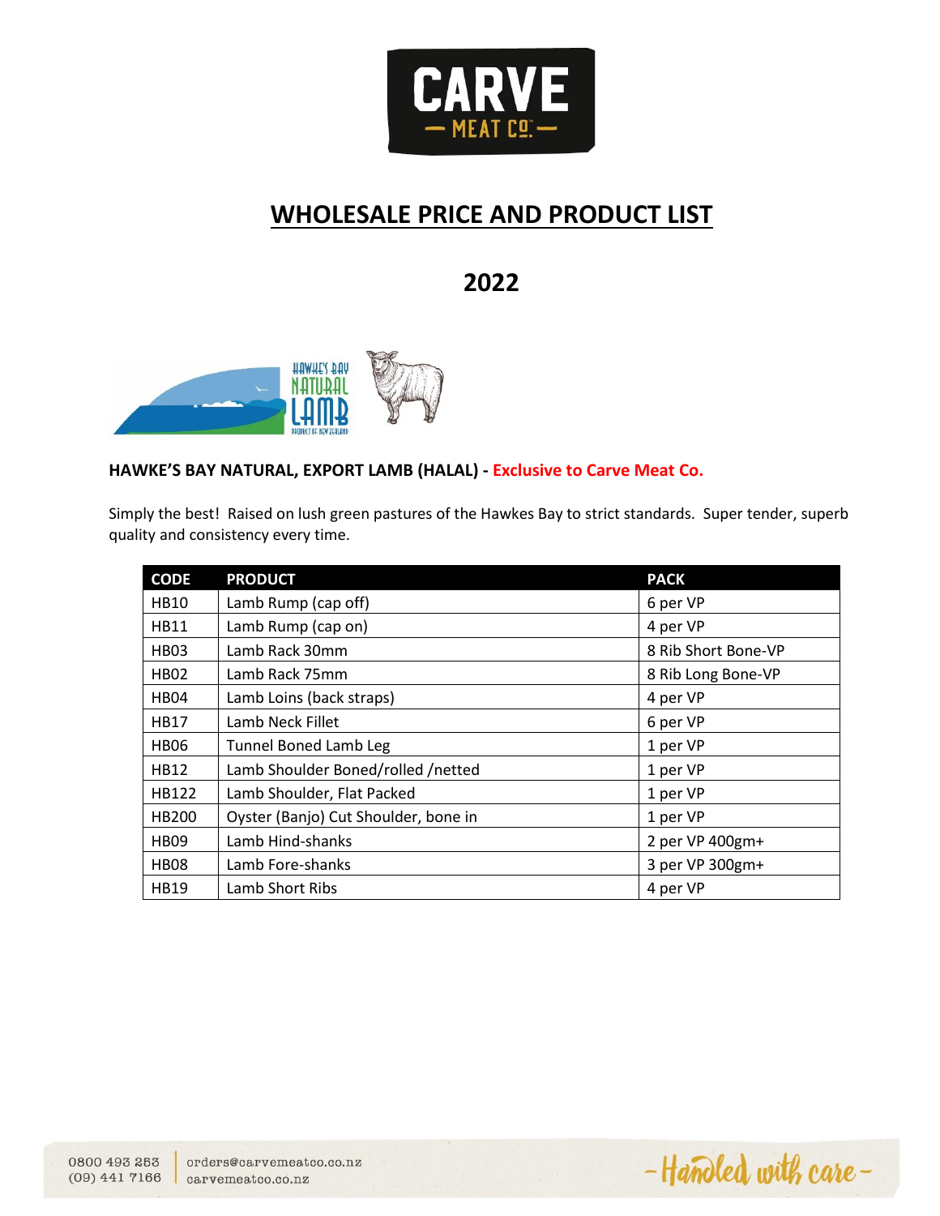# WHOLESALE PRICE AND PRODUCT LIST

## 2022

### HAWKE'S BAY NATURAL, EXPORT LAMB (HALAL) - Exclusive to Carve Meat Co.

Simply the best! Raised on lush green pastures of the Hawkes Bay to strict standards. Super tender, superb quality and consistency every time.

| CODE | PRODUCT | PACK |
| --- | --- | --- |
| HB10 | Lamb Rump (cap off) | 6 per VP |
| HB11 | Lamb Rump (cap on) | 4 per VP |
| HB03 | Lamb Rack 30mm | 8 Rib Short Bone-VP |
| HB02 | Lamb Rack 75mm | 8 Rib Long Bone-VP |
| HB04 | Lamb Loins (back straps) | 4 per VP |
| HB17 | Lamb Neck Fillet | 6 per VP |
| HB06 | Tunnel Boned Lamb Leg | 1 per VP |
| HB12 | Lamb Shoulder Boned/rolled /netted | 1 per VP |
| HB122 | Lamb Shoulder, Flat Packed | 1 per VP |
| HB200 | Oyster (Banjo) Cut Shoulder, bone in | 1 per VP |
| HB09 | Lamb Hind-shanks | 2 per VP 400gm+ |
| HB08 | Lamb Fore-shanks | 3 per VP 300gm+ |
| HB19 | Lamb Short Ribs | 4 per VP |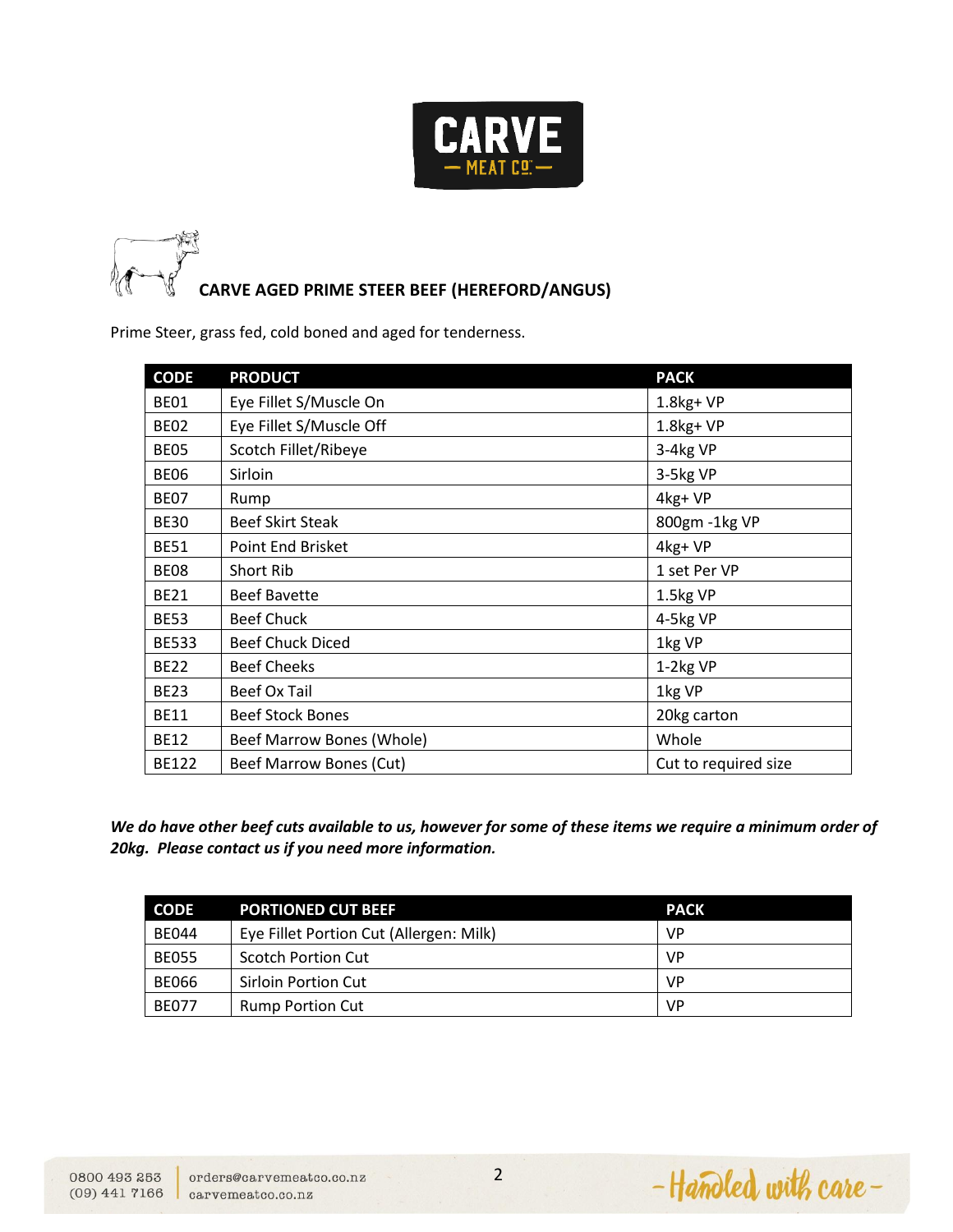# CARVE AGED PRIME STEER BEEF (HEREFORD/ANGUS)

Prime Steer, grass fed, cold boned and aged for tenderness.

| CODE | PRODUCT | PACK |
|---|---|---|
| BE01 | Eye Fillet S/Muscle On | 1.8kg+ VP |
| BE02 | Eye Fillet S/Muscle Off | 1.8kg+ VP |
| BE05 | Scotch Fillet/Ribeye | 3-4kg VP |
| BE06 | Sirloin | 3-5kg VP |
| BE07 | Rump | 4kg+ VP |
| BE30 | Beef Skirt Steak | 800gm -1kg VP |
| BE51 | Point End Brisket | 4kg+ VP |
| BE08 | Short Rib | 1 set Per VP |
| BE21 | Beef Bavette | 1.5kg VP |
| BE53 | Beef Chuck | 4-5kg VP |
| BE533 | Beef Chuck Diced | 1kg VP |
| BE22 | Beef Cheeks | 1-2kg VP |
| BE23 | Beef Ox Tail | 1kg VP |
| BE11 | Beef Stock Bones | 20kg carton |
| BE12 | Beef Marrow Bones (Whole) | Whole |
| BE122 | Beef Marrow Bones (Cut) | Cut to required size |

***We do have other beef cuts available to us, however for some of these items we require a minimum order of 20kg. Please contact us if you need more information.***

| CODE | PORTIONED CUT BEEF | PACK |
|---|---|---|
| BE044 | Eye Fillet Portion Cut (Allergen: Milk) | VP |
| BE055 | Scotch Portion Cut | VP |
| BE066 | Sirloin Portion Cut | VP |
| BE077 | Rump Portion Cut | VP |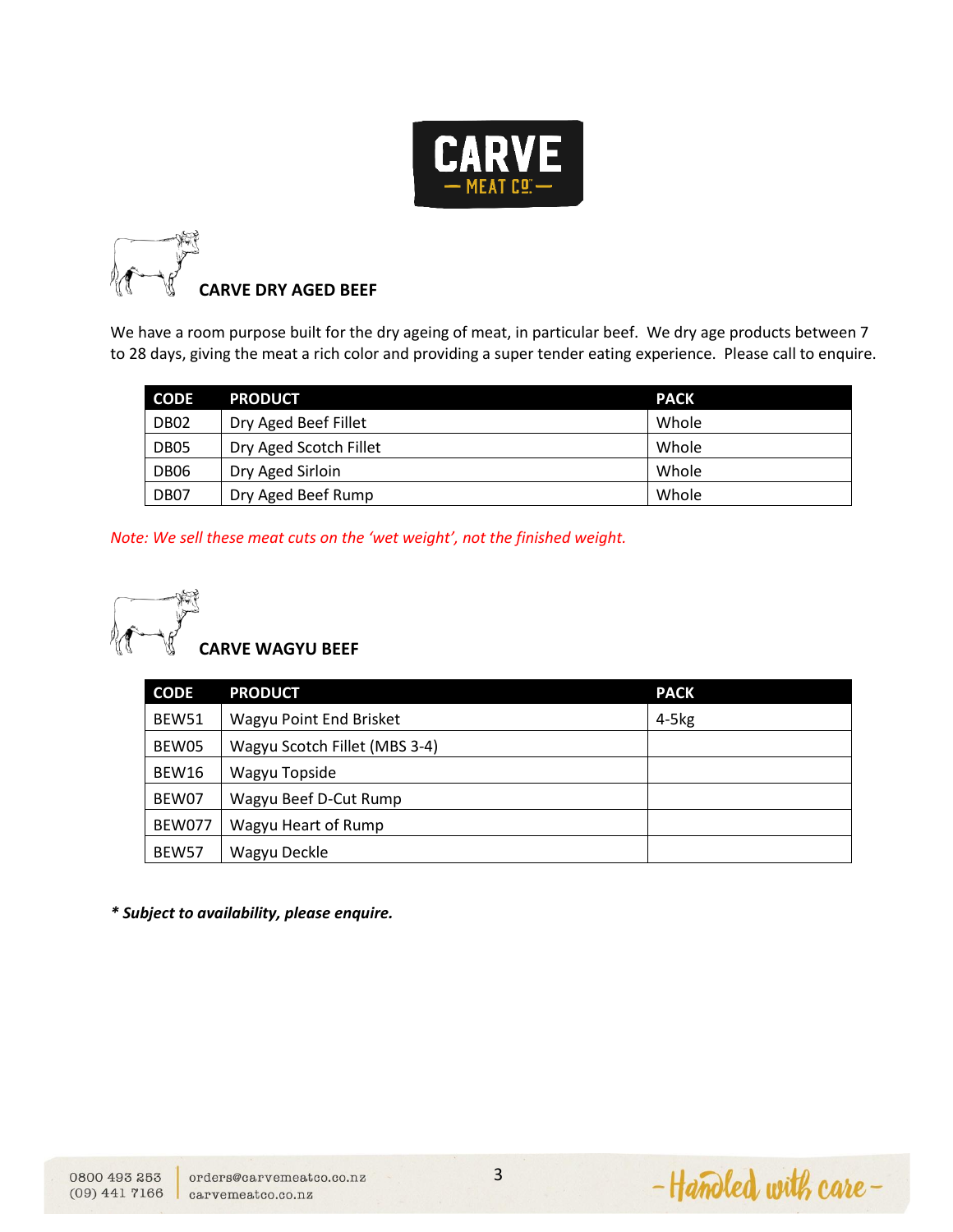## CARVE DRY AGED BEEF

We have a room purpose built for the dry ageing of meat, in particular beef. We dry age products between 7 to 28 days, giving the meat a rich color and providing a super tender eating experience. Please call to enquire.

| CODE | PRODUCT | PACK |
| --- | --- | --- |
| DB02 | Dry Aged Beef Fillet | Whole |
| DB05 | Dry Aged Scotch Fillet | Whole |
| DB06 | Dry Aged Sirloin | Whole |
| DB07 | Dry Aged Beef Rump | Whole |

*Note: We sell these meat cuts on the 'wet weight', not the finished weight.*

## CARVE WAGYU BEEF

| CODE | PRODUCT | PACK |
| --- | --- | --- |
| BEW51 | Wagyu Point End Brisket | 4-5kg |
| BEW05 | Wagyu Scotch Fillet (MBS 3-4) | |
| BEW16 | Wagyu Topside | |
| BEW07 | Wagyu Beef D-Cut Rump | |
| BEW077 | Wagyu Heart of Rump | |
| BEW57 | Wagyu Deckle | |

***** Subject to availability, please enquire.**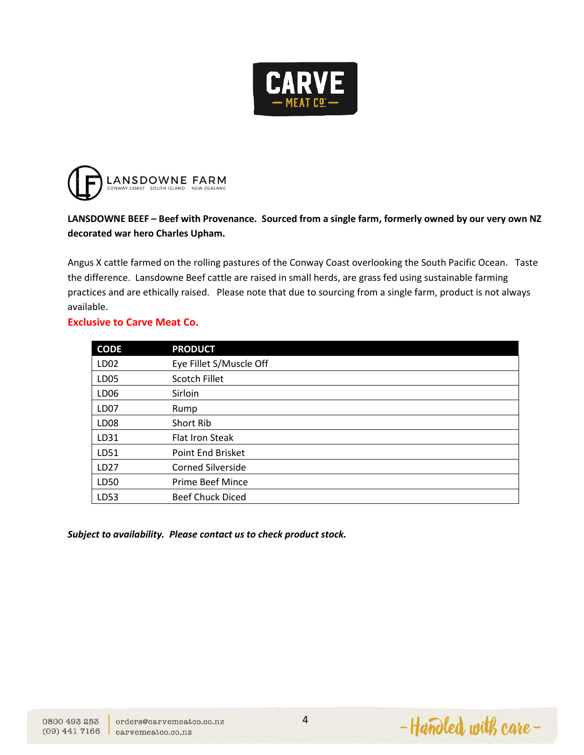# CARVE
MEAT CO.

## LANSDOWNE FARM
CONWAY COAST SOUTH ISLAND NEW ZEALAND

**LANSDOWNE BEEF – Beef with Provenance. Sourced from a single farm, formerly owned by our very own NZ decorated war hero Charles Upham.**

Angus X cattle farmed on the rolling pastures of the Conway Coast overlooking the South Pacific Ocean. Taste the difference. Lansdowne Beef cattle are raised in small herds, are grass fed using sustainable farming practices and are ethically raised. Please note that due to sourcing from a single farm, product is not always available.

**Exclusive to Carve Meat Co.**

| CODE | PRODUCT |
|---|---|
| LD02 | Eye Fillet S/Muscle Off |
| LD05 | Scotch Fillet |
| LD06 | Sirloin |
| LD07 | Rump |
| LD08 | Short Rib |
| LD31 | Flat Iron Steak |
| LD51 | Point End Brisket |
| LD27 | Corned Silverside |
| LD50 | Prime Beef Mince |
| LD53 | Beef Chuck Diced |

***Subject to availability. Please contact us to check product stock.***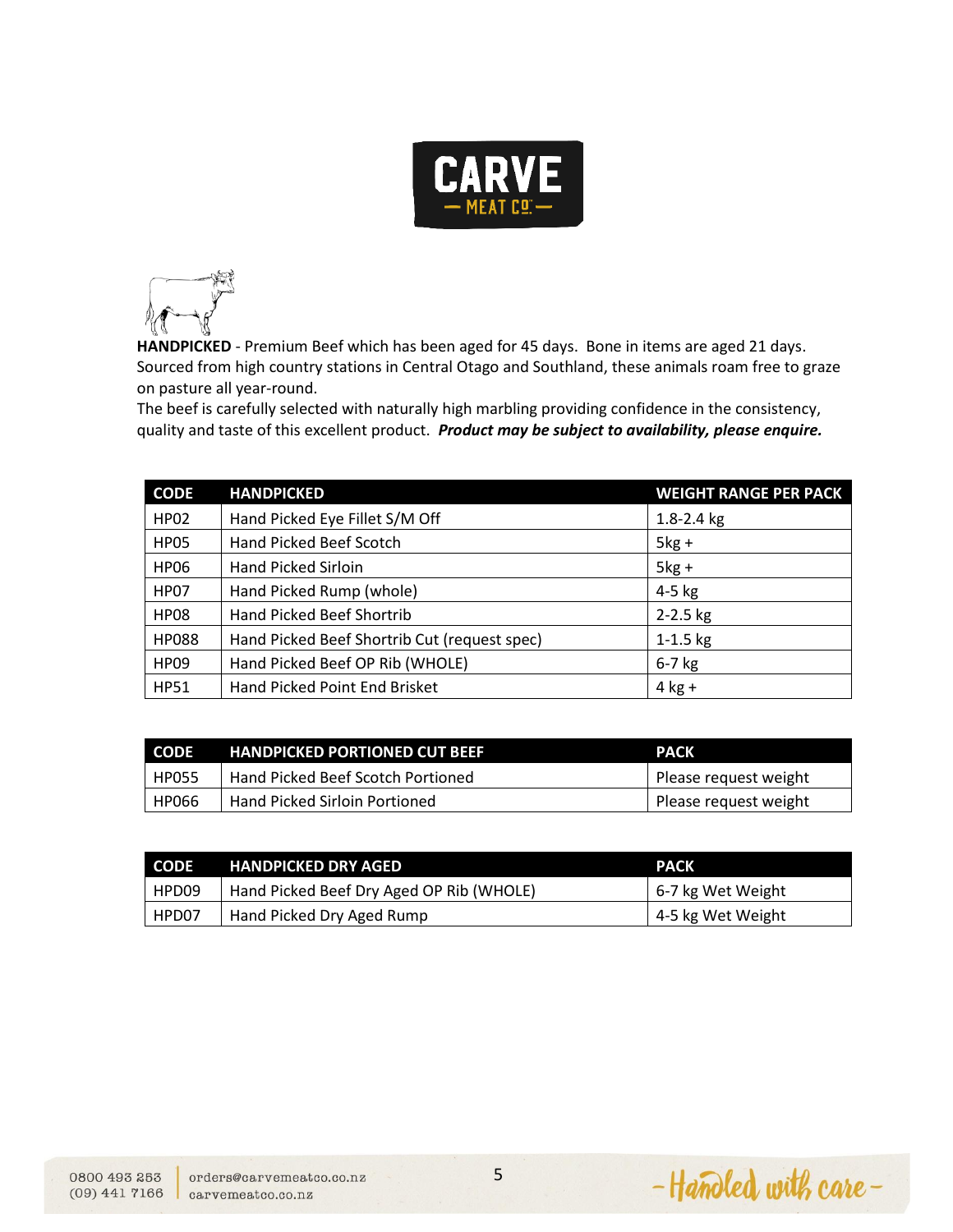**HANDPICKED** - Premium Beef which has been aged for 45 days. Bone in items are aged 21 days. Sourced from high country stations in Central Otago and Southland, these animals roam free to graze on pasture all year-round.
The beef is carefully selected with naturally high marbling providing confidence in the consistency, quality and taste of this excellent product. ***Product may be subject to availability, please enquire.***

| CODE | HANDPICKED | WEIGHT RANGE PER PACK |
|---|---|---|
| HP02 | Hand Picked Eye Fillet S/M Off | 1.8-2.4 kg |
| HP05 | Hand Picked Beef Scotch | 5kg + |
| HP06 | Hand Picked Sirloin | 5kg + |
| HP07 | Hand Picked Rump (whole) | 4-5 kg |
| HP08 | Hand Picked Beef Shortrib | 2-2.5 kg |
| HP088 | Hand Picked Beef Shortrib Cut (request spec) | 1-1.5 kg |
| HP09 | Hand Picked Beef OP Rib (WHOLE) | 6-7 kg |
| HP51 | Hand Picked Point End Brisket | 4 kg + |

| CODE | HANDPICKED PORTIONED CUT BEEF | PACK |
|---|---|---|
| HP055 | Hand Picked Beef Scotch Portioned | Please request weight |
| HP066 | Hand Picked Sirloin Portioned | Please request weight |

| CODE | HANDPICKED DRY AGED | PACK |
|---|---|---|
| HPD09 | Hand Picked Beef Dry Aged OP Rib (WHOLE) | 6-7 kg Wet Weight |
| HPD07 | Hand Picked Dry Aged Rump | 4-5 kg Wet Weight |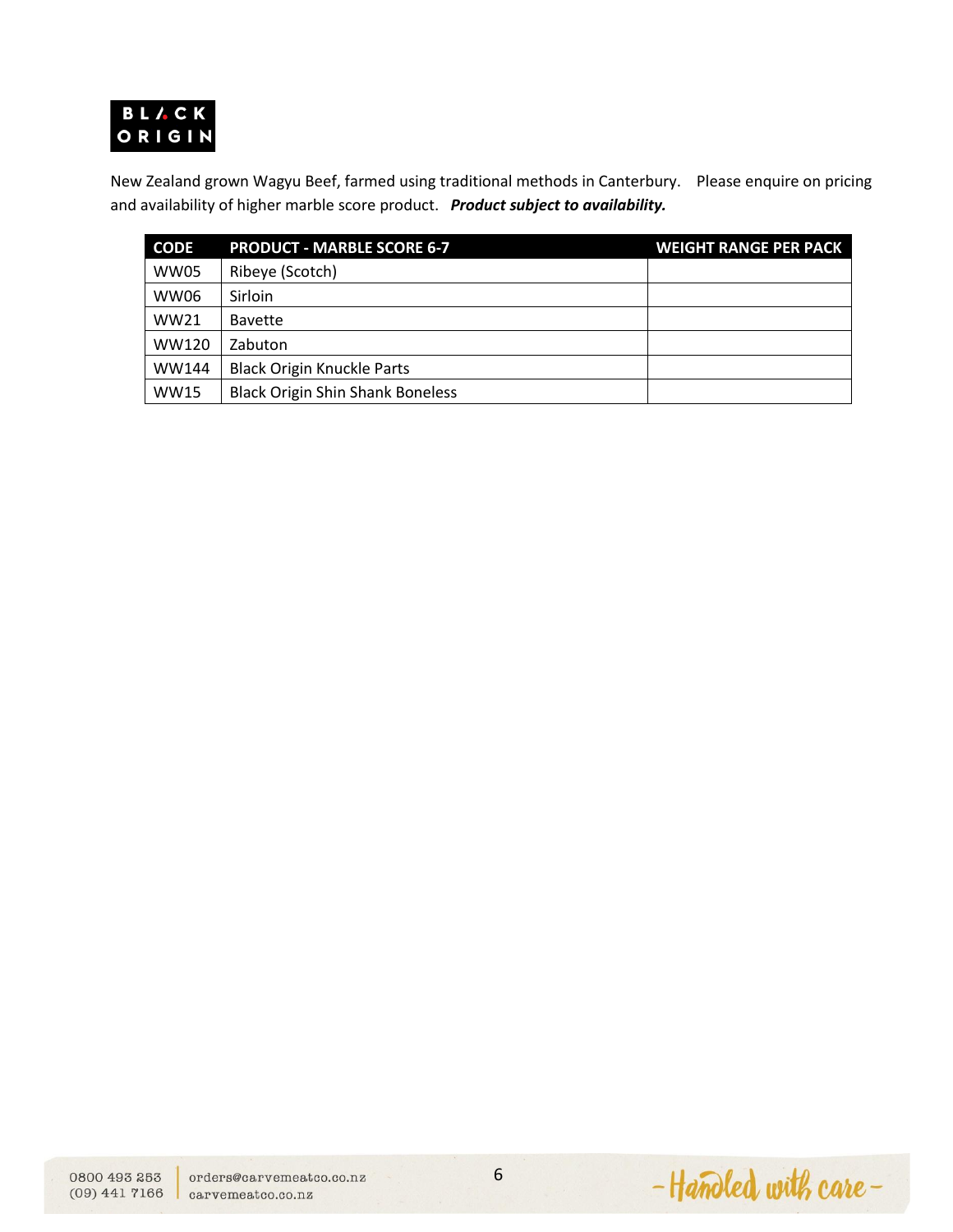**BLACK ORIGIN**

New Zealand grown Wagyu Beef, farmed using traditional methods in Canterbury. Please enquire on pricing and availability of higher marble score product. ***Product subject to availability.***

| CODE | PRODUCT - MARBLE SCORE 6-7 | WEIGHT RANGE PER PACK |
|---|---|---|
| WW05 | Ribeye (Scotch) | |
| WW06 | Sirloin | |
| WW21 | Bavette | |
| WW120 | Zabuton | |
| WW144 | Black Origin Knuckle Parts | |
| WW15 | Black Origin Shin Shank Boneless | |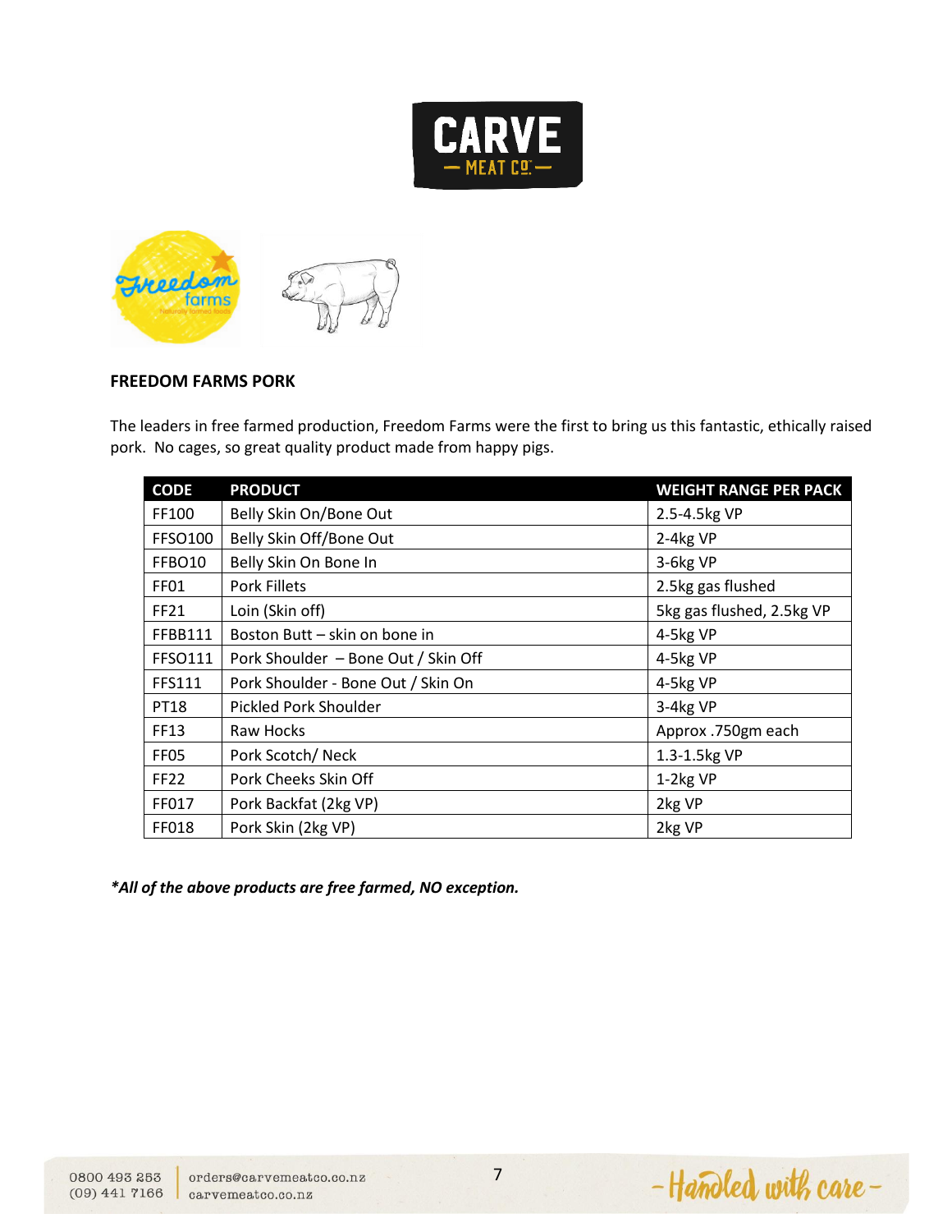## FREEDOM FARMS PORK

The leaders in free farmed production, Freedom Farms were the first to bring us this fantastic, ethically raised pork. No cages, so great quality product made from happy pigs.

| CODE | PRODUCT | WEIGHT RANGE PER PACK |
| --- | --- | --- |
| FF100 | Belly Skin On/Bone Out | 2.5-4.5kg VP |
| FFSO100 | Belly Skin Off/Bone Out | 2-4kg VP |
| FFBO10 | Belly Skin On Bone In | 3-6kg VP |
| FF01 | Pork Fillets | 2.5kg gas flushed |
| FF21 | Loin (Skin off) | 5kg gas flushed, 2.5kg VP |
| FFBB111 | Boston Butt – skin on bone in | 4-5kg VP |
| FFSO111 | Pork Shoulder – Bone Out / Skin Off | 4-5kg VP |
| FFS111 | Pork Shoulder - Bone Out / Skin On | 4-5kg VP |
| PT18 | Pickled Pork Shoulder | 3-4kg VP |
| FF13 | Raw Hocks | Approx .750gm each |
| FF05 | Pork Scotch/ Neck | 1.3-1.5kg VP |
| FF22 | Pork Cheeks Skin Off | 1-2kg VP |
| FF017 | Pork Backfat (2kg VP) | 2kg VP |
| FF018 | Pork Skin (2kg VP) | 2kg VP |

***All of the above products are free farmed, NO exception.***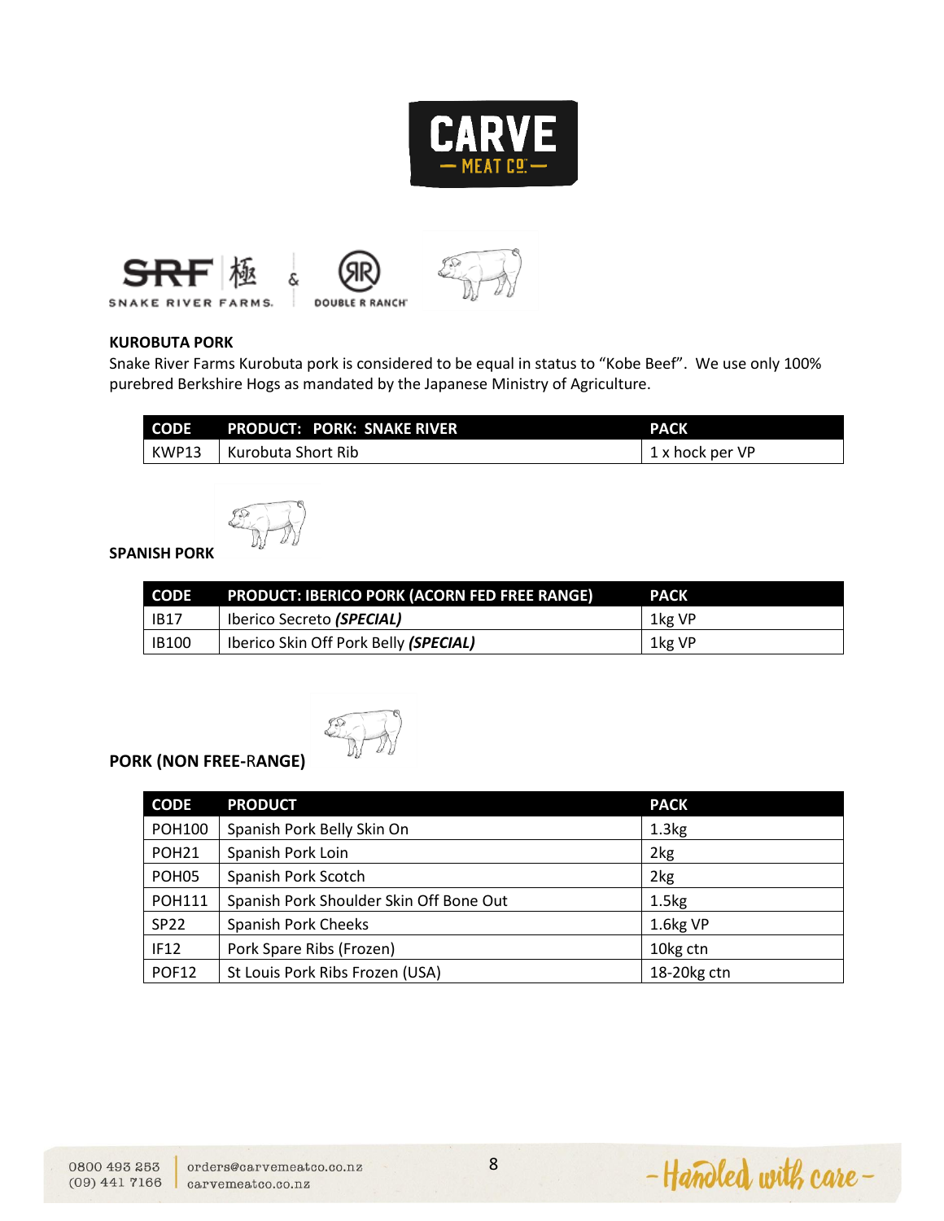## KUROBUTA PORK

Snake River Farms Kurobuta pork is considered to be equal in status to "Kobe Beef". We use only 100% purebred Berkshire Hogs as mandated by the Japanese Ministry of Agriculture.

| CODE | PRODUCT: PORK: SNAKE RIVER | PACK |
| --- | --- | --- |
| KWP13 | Kurobuta Short Rib | 1 x hock per VP |

## SPANISH PORK

| CODE | PRODUCT: IBERICO PORK (ACORN FED FREE RANGE) | PACK |
| --- | --- | --- |
| IB17 | Iberico Secreto ***(SPECIAL)*** | 1kg VP |
| IB100 | Iberico Skin Off Pork Belly ***(SPECIAL)*** | 1kg VP |

## PORK (NON FREE-RANGE)

| CODE | PRODUCT | PACK |
| --- | --- | --- |
| POH100 | Spanish Pork Belly Skin On | 1.3kg |
| POH21 | Spanish Pork Loin | 2kg |
| POH05 | Spanish Pork Scotch | 2kg |
| POH111 | Spanish Pork Shoulder Skin Off Bone Out | 1.5kg |
| SP22 | Spanish Pork Cheeks | 1.6kg VP |
| IF12 | Pork Spare Ribs (Frozen) | 10kg ctn |
| POF12 | St Louis Pork Ribs Frozen (USA) | 18-20kg ctn |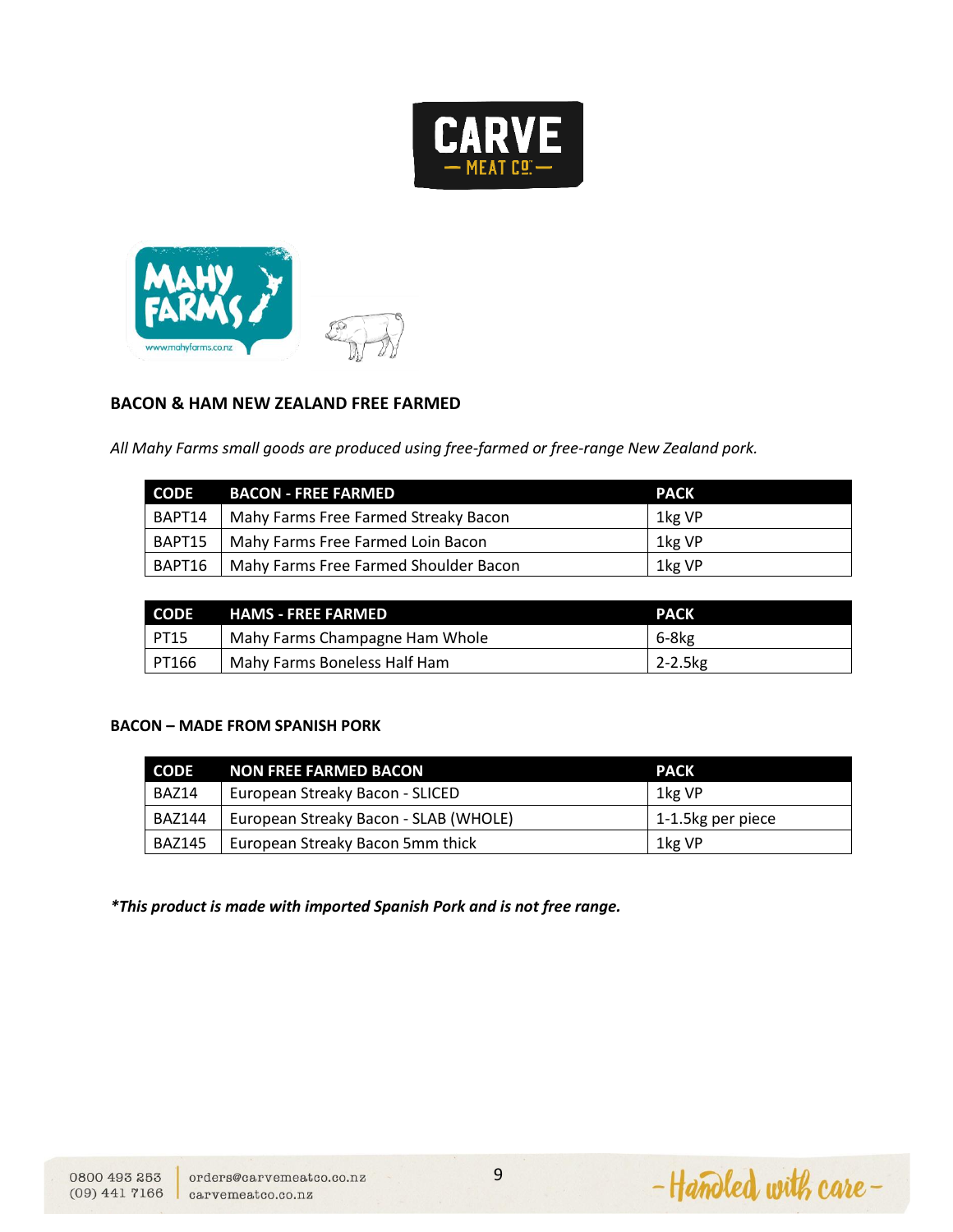## BACON & HAM NEW ZEALAND FREE FARMED

*All Mahy Farms small goods are produced using free-farmed or free-range New Zealand pork.*

| CODE | BACON - FREE FARMED | PACK |
|---|---|---|
| BAPT14 | Mahy Farms Free Farmed Streaky Bacon | 1kg VP |
| BAPT15 | Mahy Farms Free Farmed Loin Bacon | 1kg VP |
| BAPT16 | Mahy Farms Free Farmed Shoulder Bacon | 1kg VP |

| CODE | HAMS - FREE FARMED | PACK |
|---|---|---|
| PT15 | Mahy Farms Champagne Ham Whole | 6-8kg |
| PT166 | Mahy Farms Boneless Half Ham | 2-2.5kg |

### BACON – MADE FROM SPANISH PORK

| CODE | NON FREE FARMED BACON | PACK |
|---|---|---|
| BAZ14 | European Streaky Bacon - SLICED | 1kg VP |
| BAZ144 | European Streaky Bacon - SLAB (WHOLE) | 1-1.5kg per piece |
| BAZ145 | European Streaky Bacon 5mm thick | 1kg VP |

***This product is made with imported Spanish Pork and is not free range.***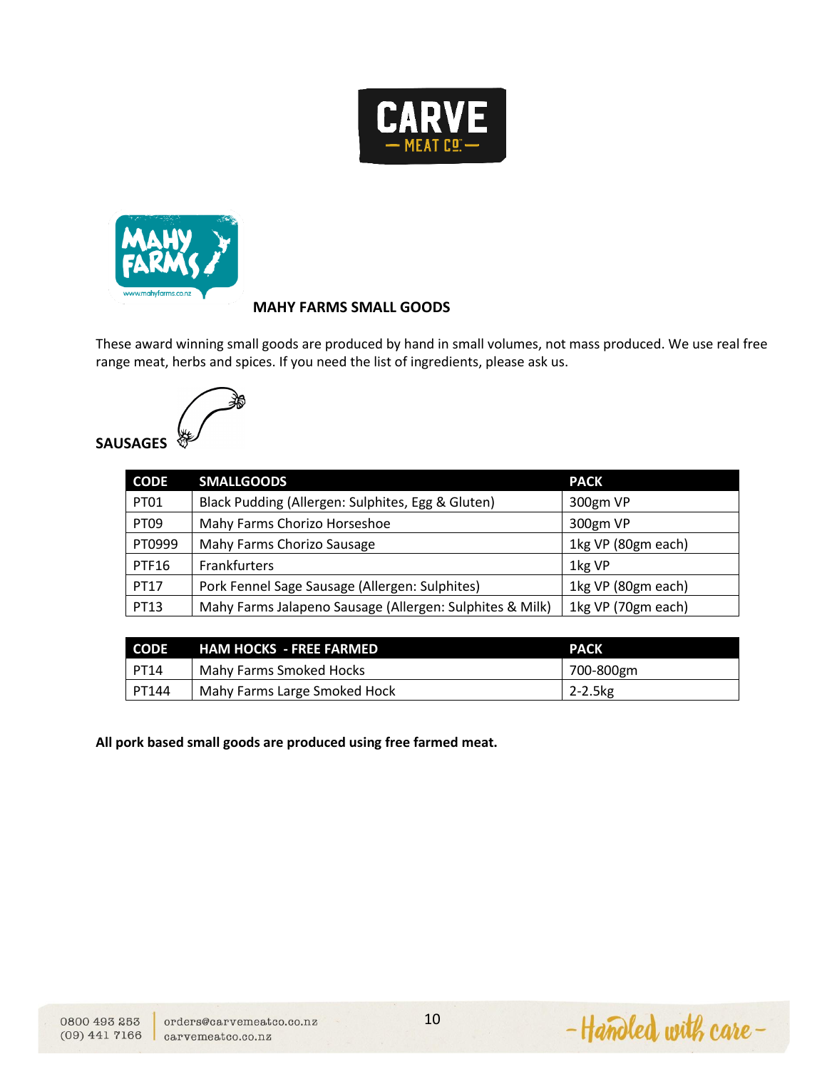## MAHY FARMS SMALL GOODS

These award winning small goods are produced by hand in small volumes, not mass produced. We use real free range meat, herbs and spices. If you need the list of ingredients, please ask us.

### SAUSAGES

| CODE | SMALLGOODS | PACK |
| --- | --- | --- |
| PT01 | Black Pudding (Allergen: Sulphites, Egg & Gluten) | 300gm VP |
| PT09 | Mahy Farms Chorizo Horseshoe | 300gm VP |
| PT0999 | Mahy Farms Chorizo Sausage | 1kg VP (80gm each) |
| PTF16 | Frankfurters | 1kg VP |
| PT17 | Pork Fennel Sage Sausage (Allergen: Sulphites) | 1kg VP (80gm each) |
| PT13 | Mahy Farms Jalapeno Sausage (Allergen: Sulphites & Milk) | 1kg VP (70gm each) |

| CODE | HAM HOCKS - FREE FARMED | PACK |
| --- | --- | --- |
| PT14 | Mahy Farms Smoked Hocks | 700-800gm |
| PT144 | Mahy Farms Large Smoked Hock | 2-2.5kg |

**All pork based small goods are produced using free farmed meat.**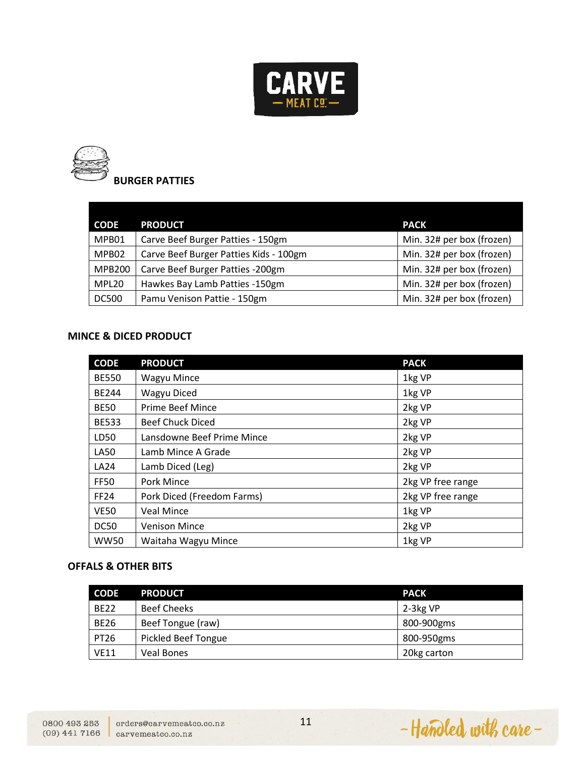CARVE — MEAT CO —

## BURGER PATTIES

| CODE | PRODUCT | PACK |
|---|---|---|
| MPB01 | Carve Beef Burger Patties - 150gm | Min. 32# per box (frozen) |
| MPB02 | Carve Beef Burger Patties Kids - 100gm | Min. 32# per box (frozen) |
| MPB200 | Carve Beef Burger Patties -200gm | Min. 32# per box (frozen) |
| MPL20 | Hawkes Bay Lamb Patties -150gm | Min. 32# per box (frozen) |
| DC500 | Pamu Venison Pattie - 150gm | Min. 32# per box (frozen) |

## MINCE & DICED PRODUCT

| CODE | PRODUCT | PACK |
|---|---|---|
| BE550 | Wagyu Mince | 1kg VP |
| BE244 | Wagyu Diced | 1kg VP |
| BE50 | Prime Beef Mince | 2kg VP |
| BE533 | Beef Chuck Diced | 2kg VP |
| LD50 | Lansdowne Beef Prime Mince | 2kg VP |
| LA50 | Lamb Mince A Grade | 2kg VP |
| LA24 | Lamb Diced (Leg) | 2kg VP |
| FF50 | Pork Mince | 2kg VP free range |
| FF24 | Pork Diced (Freedom Farms) | 2kg VP free range |
| VE50 | Veal Mince | 1kg VP |
| DC50 | Venison Mince | 2kg VP |
| WW50 | Waitaha Wagyu Mince | 1kg VP |

## OFFALS & OTHER BITS

| CODE | PRODUCT | PACK |
|---|---|---|
| BE22 | Beef Cheeks | 2-3kg VP |
| BE26 | Beef Tongue (raw) | 800-900gms |
| PT26 | Pickled Beef Tongue | 800-950gms |
| VE11 | Veal Bones | 20kg carton |

0800 493 253
(09) 441 7166
orders@carvemeatco.co.nz
carvemeatco.co.nz

- Handled with care -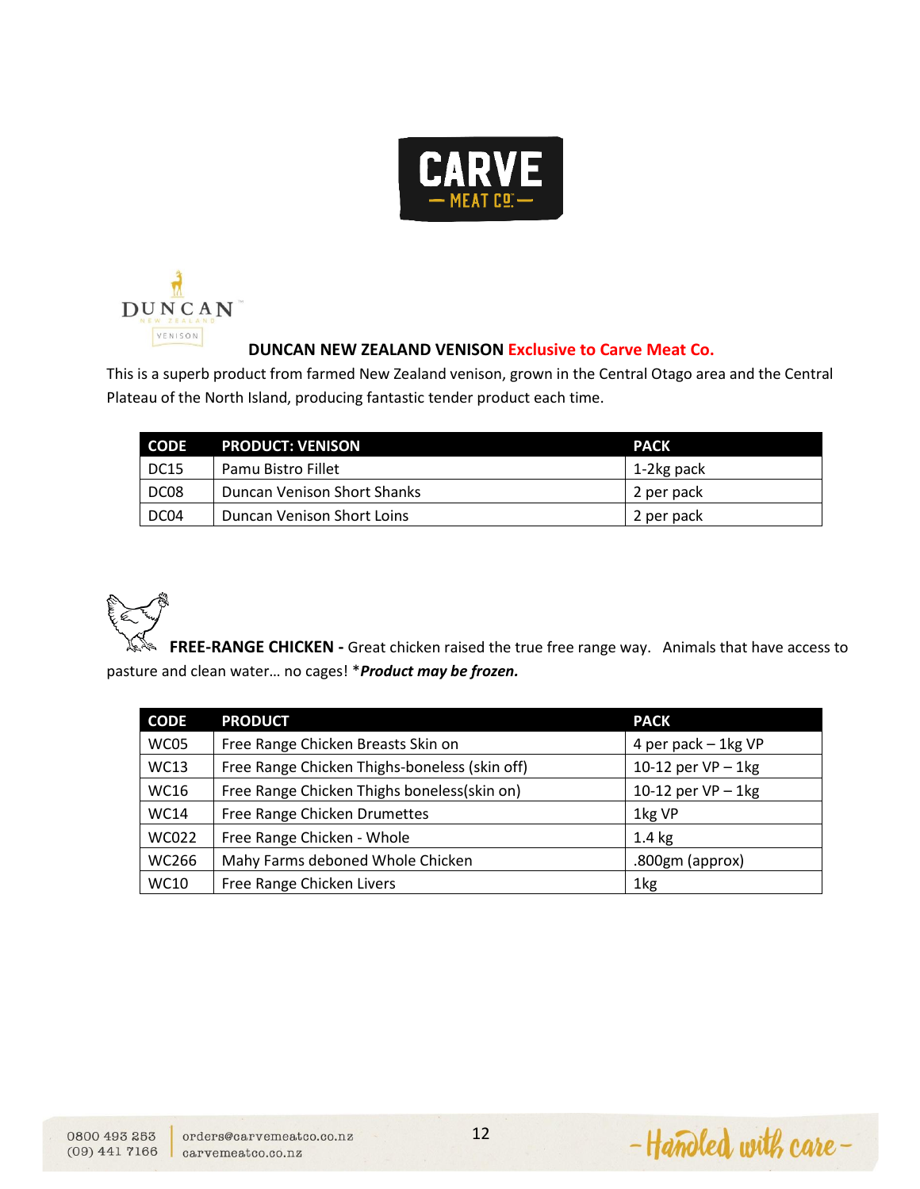## DUNCAN NEW ZEALAND VENISON Exclusive to Carve Meat Co.

This is a superb product from farmed New Zealand venison, grown in the Central Otago area and the Central Plateau of the North Island, producing fantastic tender product each time.

| CODE | PRODUCT: VENISON | PACK |
|---|---|---|
| DC15 | Pamu Bistro Fillet | 1-2kg pack |
| DC08 | Duncan Venison Short Shanks | 2 per pack |
| DC04 | Duncan Venison Short Loins | 2 per pack |

**FREE-RANGE CHICKEN -** Great chicken raised the true free range way. Animals that have access to pasture and clean water… no cages! \****Product may be frozen.***

| CODE | PRODUCT | PACK |
|---|---|---|
| WC05 | Free Range Chicken Breasts Skin on | 4 per pack – 1kg VP |
| WC13 | Free Range Chicken Thighs-boneless (skin off) | 10-12 per VP – 1kg |
| WC16 | Free Range Chicken Thighs boneless(skin on) | 10-12 per VP – 1kg |
| WC14 | Free Range Chicken Drumettes | 1kg VP |
| WC022 | Free Range Chicken - Whole | 1.4 kg |
| WC266 | Mahy Farms deboned Whole Chicken | .800gm (approx) |
| WC10 | Free Range Chicken Livers | 1kg |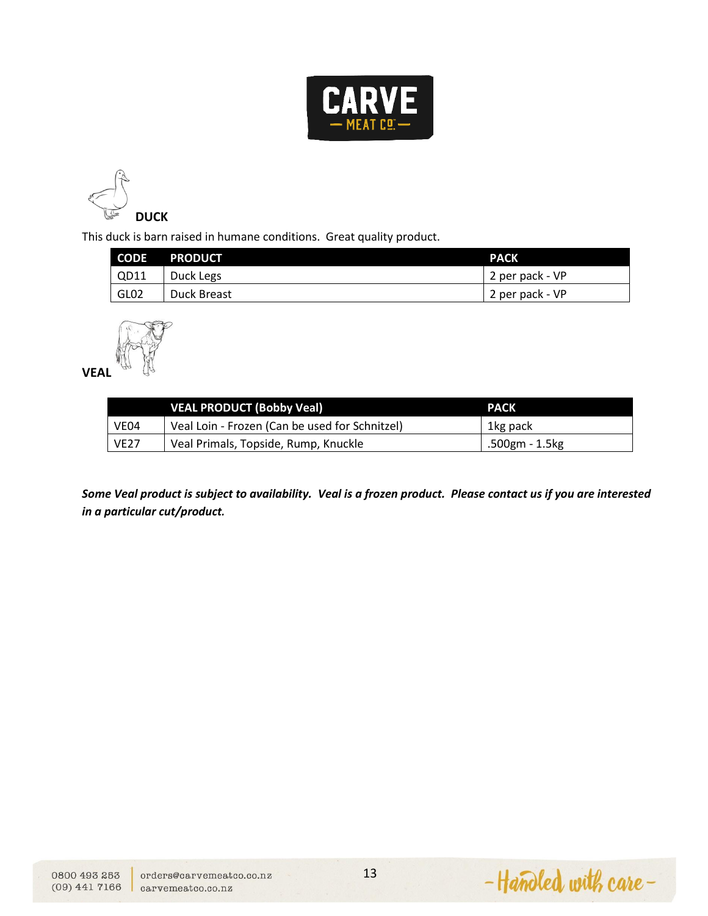CARVE
— MEAT CO. —

## DUCK

This duck is barn raised in humane conditions. Great quality product.

| CODE | PRODUCT | PACK |
|---|---|---|
| QD11 | Duck Legs | 2 per pack - VP |
| GL02 | Duck Breast | 2 per pack - VP |

## VEAL

| | VEAL PRODUCT (Bobby Veal) | PACK |
|---|---|---|
| VE04 | Veal Loin - Frozen (Can be used for Schnitzel) | 1kg pack |
| VE27 | Veal Primals, Topside, Rump, Knuckle | .500gm - 1.5kg |

***Some Veal product is subject to availability. Veal is a frozen product. Please contact us if you are interested in a particular cut/product.***

0800 493 253
(09) 441 7166
orders@carvemeatco.co.nz
carvemeatco.co.nz

- Handled with care -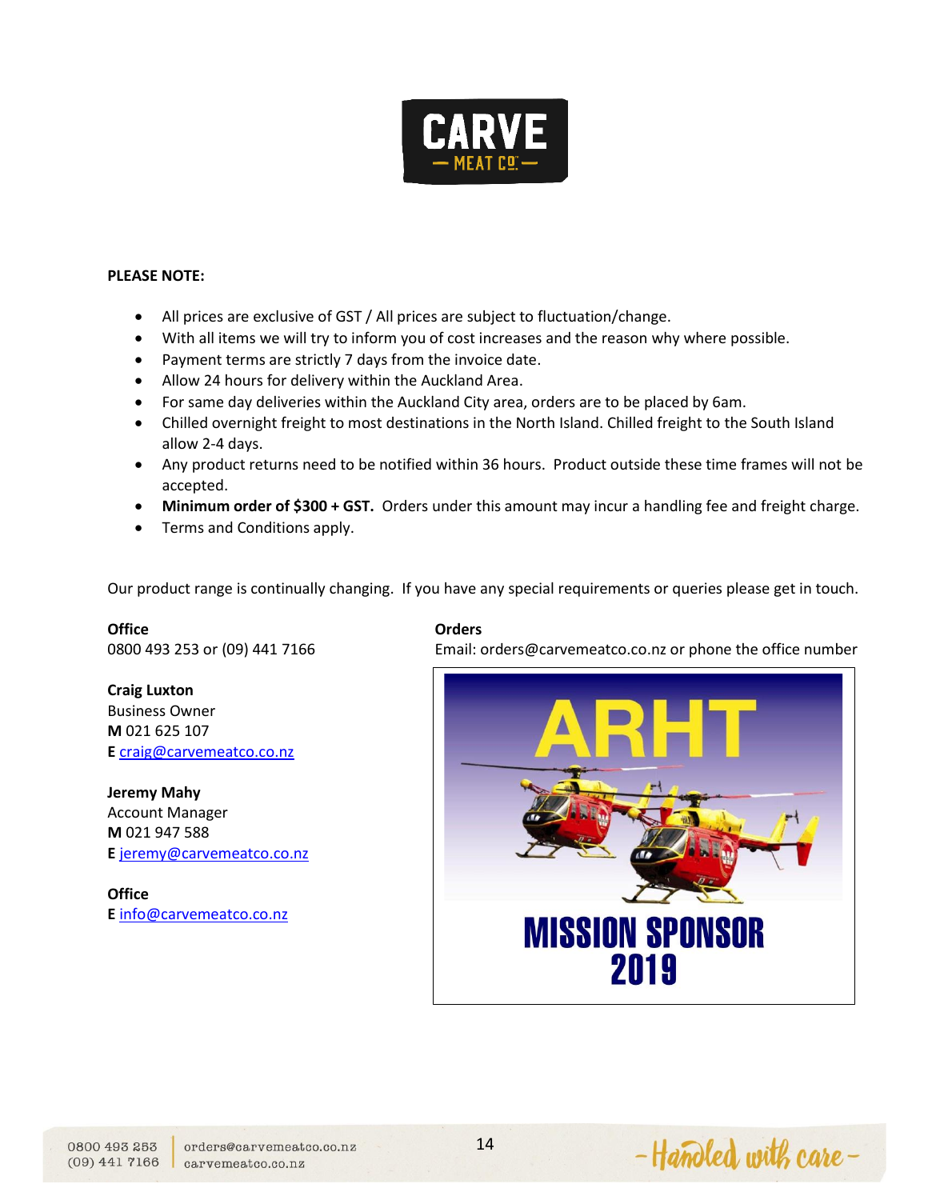**PLEASE NOTE:**

- All prices are exclusive of GST / All prices are subject to fluctuation/change.
- With all items we will try to inform you of cost increases and the reason why where possible.
- Payment terms are strictly 7 days from the invoice date.
- Allow 24 hours for delivery within the Auckland Area.
- For same day deliveries within the Auckland City area, orders are to be placed by 6am.
- Chilled overnight freight to most destinations in the North Island. Chilled freight to the South Island allow 2-4 days.
- Any product returns need to be notified within 36 hours. Product outside these time frames will not be accepted.
- **Minimum order of $300 + GST.** Orders under this amount may incur a handling fee and freight charge.
- Terms and Conditions apply.

Our product range is continually changing. If you have any special requirements or queries please get in touch.

**Office**
0800 493 253 or (09) 441 7166

**Orders**
Email: orders@carvemeatco.co.nz or phone the office number

**Craig Luxton**
Business Owner
**M** 021 625 107
**E** craig@carvemeatco.co.nz

**Jeremy Mahy**
Account Manager
**M** 021 947 588
**E** jeremy@carvemeatco.co.nz

**Office**
**E** info@carvemeatco.co.nz

ARHT

MISSION SPONSOR
2019